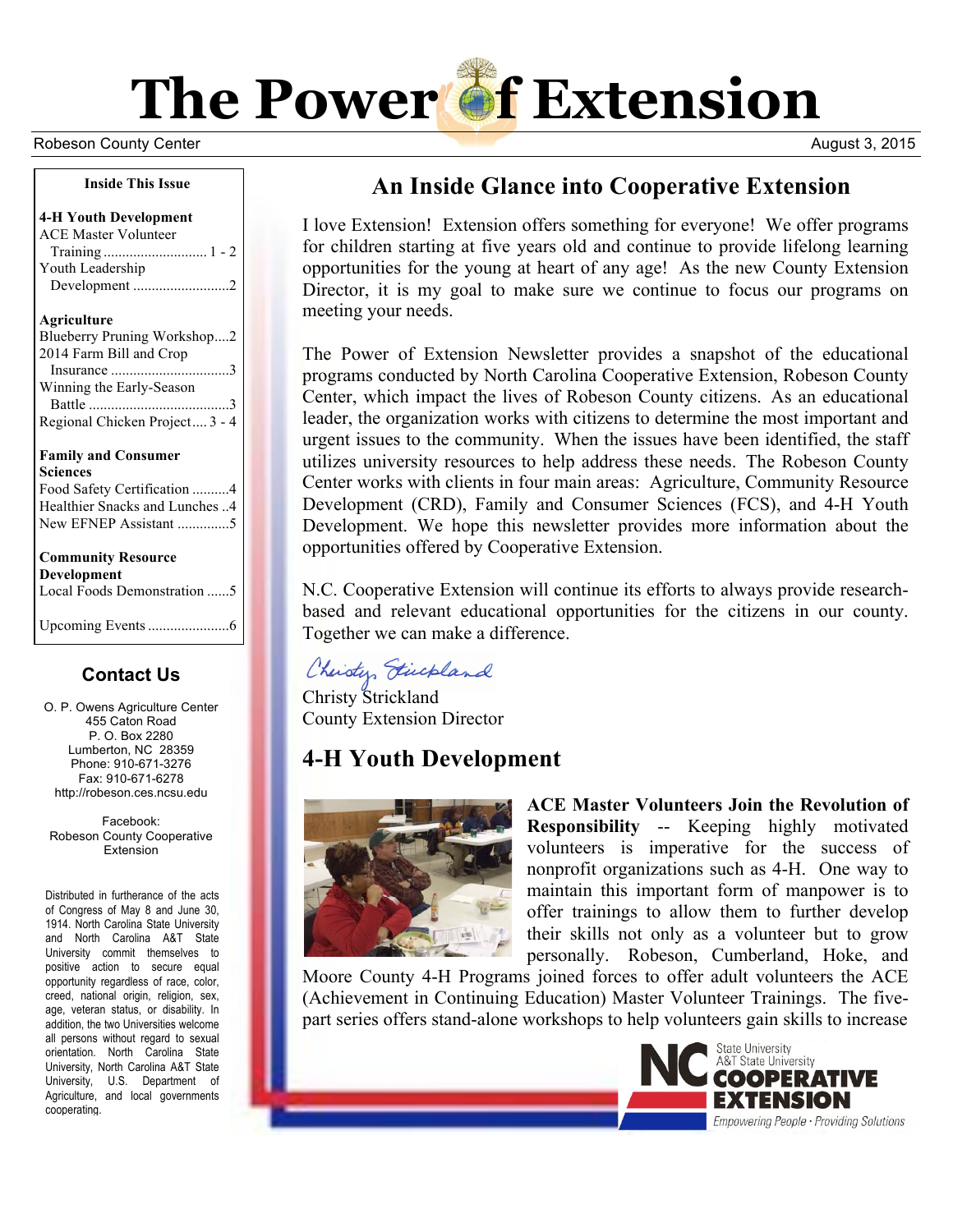# The Power of Extension

Robeson County Center

August 3, 2015

**Inside This Issue**

**4-H Youth Development**
- ACE Master Volunteer Training ............ 1 - 2
- Youth Leadership Development ............ 2

**Agriculture**
- Blueberry Pruning Workshop.... 2
- 2014 Farm Bill and Crop Insurance ............ 3
- Winning the Early-Season Battle ............ 3
- Regional Chicken Project.... 3 - 4

**Family and Consumer Sciences**
- Food Safety Certification .......... 4
- Healthier Snacks and Lunches .. 4
- New EFNEP Assistant ............ 5

**Community Resource Development**
- Local Foods Demonstration ...... 5

Upcoming Events ............ 6

### Contact Us

O. P. Owens Agriculture Center
455 Caton Road
P. O. Box 2280
Lumberton, NC 28359
Phone: 910-671-3276
Fax: 910-671-6278
http://robeson.ces.ncsu.edu

Facebook:
Robeson County Cooperative Extension

Distributed in furtherance of the acts of Congress of May 8 and June 30, 1914. North Carolina State University and North Carolina A&T State University commit themselves to positive action to secure equal opportunity regardless of race, color, creed, national origin, religion, sex, age, veteran status, or disability. In addition, the two Universities welcome all persons without regard to sexual orientation. North Carolina State University, North Carolina A&T State University, U.S. Department of Agriculture, and local governments cooperating.

## An Inside Glance into Cooperative Extension

I love Extension! Extension offers something for everyone! We offer programs for children starting at five years old and continue to provide lifelong learning opportunities for the young at heart of any age! As the new County Extension Director, it is my goal to make sure we continue to focus our programs on meeting your needs.

The Power of Extension Newsletter provides a snapshot of the educational programs conducted by North Carolina Cooperative Extension, Robeson County Center, which impact the lives of Robeson County citizens. As an educational leader, the organization works with citizens to determine the most important and urgent issues to the community. When the issues have been identified, the staff utilizes university resources to help address these needs. The Robeson County Center works with clients in four main areas: Agriculture, Community Resource Development (CRD), Family and Consumer Sciences (FCS), and 4-H Youth Development. We hope this newsletter provides more information about the opportunities offered by Cooperative Extension.

N.C. Cooperative Extension will continue its efforts to always provide research-based and relevant educational opportunities for the citizens in our county. Together we can make a difference.

*Christy Strickland*

Christy Strickland
County Extension Director

## 4-H Youth Development

**ACE Master Volunteers Join the Revolution of Responsibility** -- Keeping highly motivated volunteers is imperative for the success of nonprofit organizations such as 4-H. One way to maintain this important form of manpower is to offer trainings to allow them to further develop their skills not only as a volunteer but to grow personally. Robeson, Cumberland, Hoke, and Moore County 4-H Programs joined forces to offer adult volunteers the ACE (Achievement in Continuing Education) Master Volunteer Trainings. The five-part series offers stand-alone workshops to help volunteers gain skills to increase

NC State University A&T State University COOPERATIVE EXTENSION
Empowering People · Providing Solutions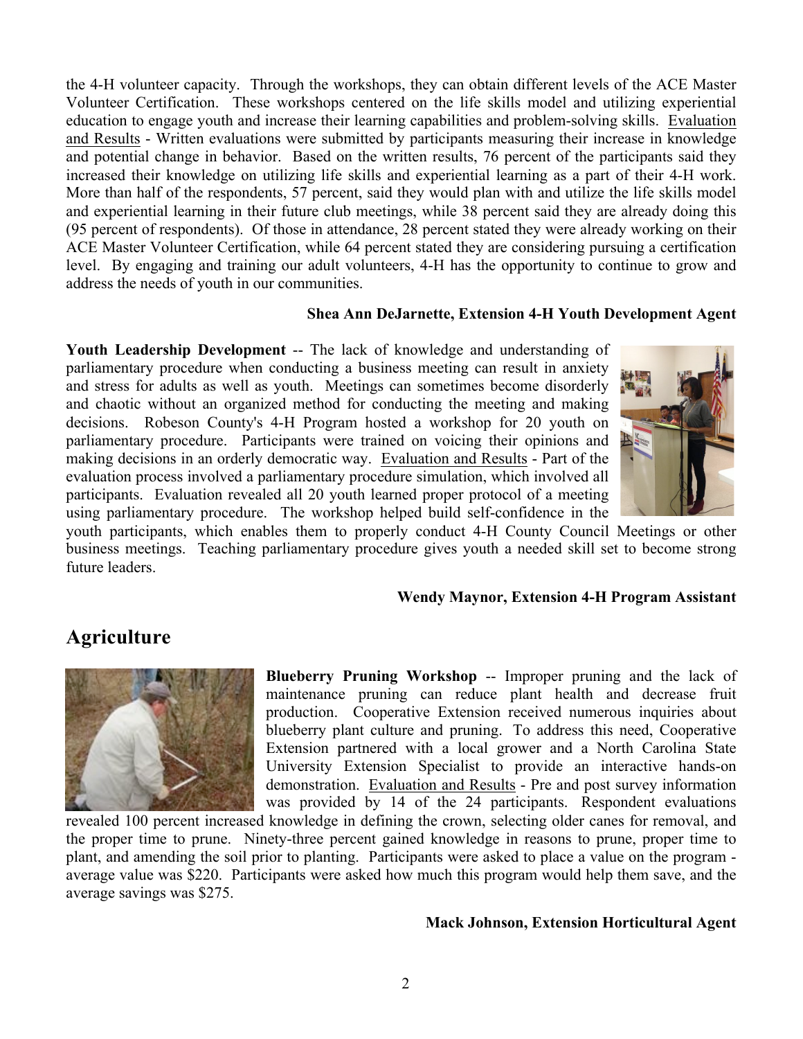the 4-H volunteer capacity. Through the workshops, they can obtain different levels of the ACE Master Volunteer Certification. These workshops centered on the life skills model and utilizing experiential education to engage youth and increase their learning capabilities and problem-solving skills. Evaluation and Results - Written evaluations were submitted by participants measuring their increase in knowledge and potential change in behavior. Based on the written results, 76 percent of the participants said they increased their knowledge on utilizing life skills and experiential learning as a part of their 4-H work. More than half of the respondents, 57 percent, said they would plan with and utilize the life skills model and experiential learning in their future club meetings, while 38 percent said they are already doing this (95 percent of respondents). Of those in attendance, 28 percent stated they were already working on their ACE Master Volunteer Certification, while 64 percent stated they are considering pursuing a certification level. By engaging and training our adult volunteers, 4-H has the opportunity to continue to grow and address the needs of youth in our communities.

**Shea Ann DeJarnette, Extension 4-H Youth Development Agent**

**Youth Leadership Development** -- The lack of knowledge and understanding of parliamentary procedure when conducting a business meeting can result in anxiety and stress for adults as well as youth. Meetings can sometimes become disorderly and chaotic without an organized method for conducting the meeting and making decisions. Robeson County's 4-H Program hosted a workshop for 20 youth on parliamentary procedure. Participants were trained on voicing their opinions and making decisions in an orderly democratic way. Evaluation and Results - Part of the evaluation process involved a parliamentary procedure simulation, which involved all participants. Evaluation revealed all 20 youth learned proper protocol of a meeting using parliamentary procedure. The workshop helped build self-confidence in the youth participants, which enables them to properly conduct 4-H County Council Meetings or other business meetings. Teaching parliamentary procedure gives youth a needed skill set to become strong future leaders.

**Wendy Maynor, Extension 4-H Program Assistant**

## Agriculture

**Blueberry Pruning Workshop** -- Improper pruning and the lack of maintenance pruning can reduce plant health and decrease fruit production. Cooperative Extension received numerous inquiries about blueberry plant culture and pruning. To address this need, Cooperative Extension partnered with a local grower and a North Carolina State University Extension Specialist to provide an interactive hands-on demonstration. Evaluation and Results - Pre and post survey information was provided by 14 of the 24 participants. Respondent evaluations revealed 100 percent increased knowledge in defining the crown, selecting older canes for removal, and the proper time to prune. Ninety-three percent gained knowledge in reasons to prune, proper time to plant, and amending the soil prior to planting. Participants were asked to place a value on the program - average value was $220. Participants were asked how much this program would help them save, and the average savings was $275.

**Mack Johnson, Extension Horticultural Agent**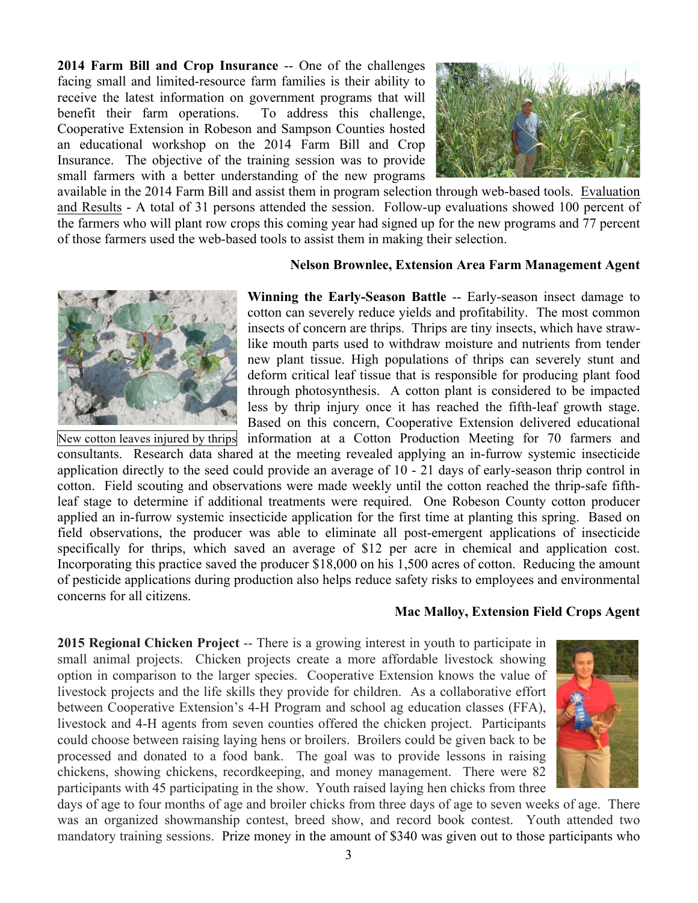**2014 Farm Bill and Crop Insurance** -- One of the challenges facing small and limited-resource farm families is their ability to receive the latest information on government programs that will benefit their farm operations. To address this challenge, Cooperative Extension in Robeson and Sampson Counties hosted an educational workshop on the 2014 Farm Bill and Crop Insurance. The objective of the training session was to provide small farmers with a better understanding of the new programs available in the 2014 Farm Bill and assist them in program selection through web-based tools. Evaluation and Results - A total of 31 persons attended the session. Follow-up evaluations showed 100 percent of the farmers who will plant row crops this coming year had signed up for the new programs and 77 percent of those farmers used the web-based tools to assist them in making their selection.

**Nelson Brownlee, Extension Area Farm Management Agent**

New cotton leaves injured by thrips

**Winning the Early-Season Battle** -- Early-season insect damage to cotton can severely reduce yields and profitability. The most common insects of concern are thrips. Thrips are tiny insects, which have straw-like mouth parts used to withdraw moisture and nutrients from tender new plant tissue. High populations of thrips can severely stunt and deform critical leaf tissue that is responsible for producing plant food through photosynthesis. A cotton plant is considered to be impacted less by thrip injury once it has reached the fifth-leaf growth stage. Based on this concern, Cooperative Extension delivered educational information at a Cotton Production Meeting for 70 farmers and consultants. Research data shared at the meeting revealed applying an in-furrow systemic insecticide application directly to the seed could provide an average of 10 - 21 days of early-season thrip control in cotton. Field scouting and observations were made weekly until the cotton reached the thrip-safe fifth-leaf stage to determine if additional treatments were required. One Robeson County cotton producer applied an in-furrow systemic insecticide application for the first time at planting this spring. Based on field observations, the producer was able to eliminate all post-emergent applications of insecticide specifically for thrips, which saved an average of $12 per acre in chemical and application cost. Incorporating this practice saved the producer $18,000 on his 1,500 acres of cotton. Reducing the amount of pesticide applications during production also helps reduce safety risks to employees and environmental concerns for all citizens.

**Mac Malloy, Extension Field Crops Agent**

**2015 Regional Chicken Project** -- There is a growing interest in youth to participate in small animal projects. Chicken projects create a more affordable livestock showing option in comparison to the larger species. Cooperative Extension knows the value of livestock projects and the life skills they provide for children. As a collaborative effort between Cooperative Extension's 4-H Program and school ag education classes (FFA), livestock and 4-H agents from seven counties offered the chicken project. Participants could choose between raising laying hens or broilers. Broilers could be given back to be processed and donated to a food bank. The goal was to provide lessons in raising chickens, showing chickens, recordkeeping, and money management. There were 82 participants with 45 participating in the show. Youth raised laying hen chicks from three days of age to four months of age and broiler chicks from three days of age to seven weeks of age. There was an organized showmanship contest, breed show, and record book contest. Youth attended two mandatory training sessions. Prize money in the amount of $340 was given out to those participants who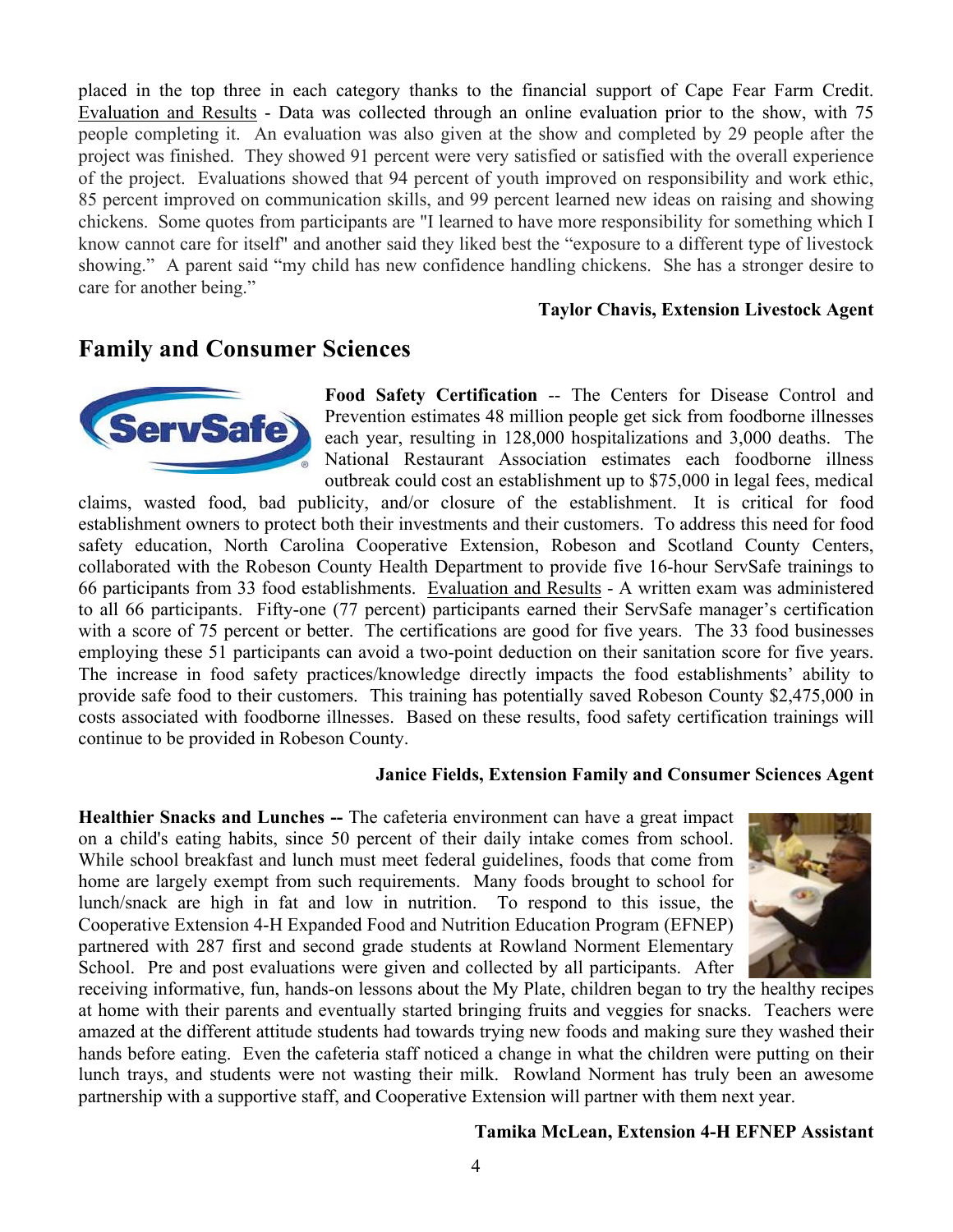placed in the top three in each category thanks to the financial support of Cape Fear Farm Credit. Evaluation and Results - Data was collected through an online evaluation prior to the show, with 75 people completing it. An evaluation was also given at the show and completed by 29 people after the project was finished. They showed 91 percent were very satisfied or satisfied with the overall experience of the project. Evaluations showed that 94 percent of youth improved on responsibility and work ethic, 85 percent improved on communication skills, and 99 percent learned new ideas on raising and showing chickens. Some quotes from participants are "I learned to have more responsibility for something which I know cannot care for itself" and another said they liked best the "exposure to a different type of livestock showing." A parent said "my child has new confidence handling chickens. She has a stronger desire to care for another being."

**Taylor Chavis, Extension Livestock Agent**

## Family and Consumer Sciences

**Food Safety Certification** -- The Centers for Disease Control and Prevention estimates 48 million people get sick from foodborne illnesses each year, resulting in 128,000 hospitalizations and 3,000 deaths. The National Restaurant Association estimates each foodborne illness outbreak could cost an establishment up to $75,000 in legal fees, medical claims, wasted food, bad publicity, and/or closure of the establishment. It is critical for food establishment owners to protect both their investments and their customers. To address this need for food safety education, North Carolina Cooperative Extension, Robeson and Scotland County Centers, collaborated with the Robeson County Health Department to provide five 16-hour ServSafe trainings to 66 participants from 33 food establishments. Evaluation and Results - A written exam was administered to all 66 participants. Fifty-one (77 percent) participants earned their ServSafe manager's certification with a score of 75 percent or better. The certifications are good for five years. The 33 food businesses employing these 51 participants can avoid a two-point deduction on their sanitation score for five years. The increase in food safety practices/knowledge directly impacts the food establishments' ability to provide safe food to their customers. This training has potentially saved Robeson County $2,475,000 in costs associated with foodborne illnesses. Based on these results, food safety certification trainings will continue to be provided in Robeson County.

**Janice Fields, Extension Family and Consumer Sciences Agent**

**Healthier Snacks and Lunches --** The cafeteria environment can have a great impact on a child's eating habits, since 50 percent of their daily intake comes from school. While school breakfast and lunch must meet federal guidelines, foods that come from home are largely exempt from such requirements. Many foods brought to school for lunch/snack are high in fat and low in nutrition. To respond to this issue, the Cooperative Extension 4-H Expanded Food and Nutrition Education Program (EFNEP) partnered with 287 first and second grade students at Rowland Norment Elementary School. Pre and post evaluations were given and collected by all participants. After receiving informative, fun, hands-on lessons about the My Plate, children began to try the healthy recipes at home with their parents and eventually started bringing fruits and veggies for snacks. Teachers were amazed at the different attitude students had towards trying new foods and making sure they washed their hands before eating. Even the cafeteria staff noticed a change in what the children were putting on their lunch trays, and students were not wasting their milk. Rowland Norment has truly been an awesome partnership with a supportive staff, and Cooperative Extension will partner with them next year.

**Tamika McLean, Extension 4-H EFNEP Assistant**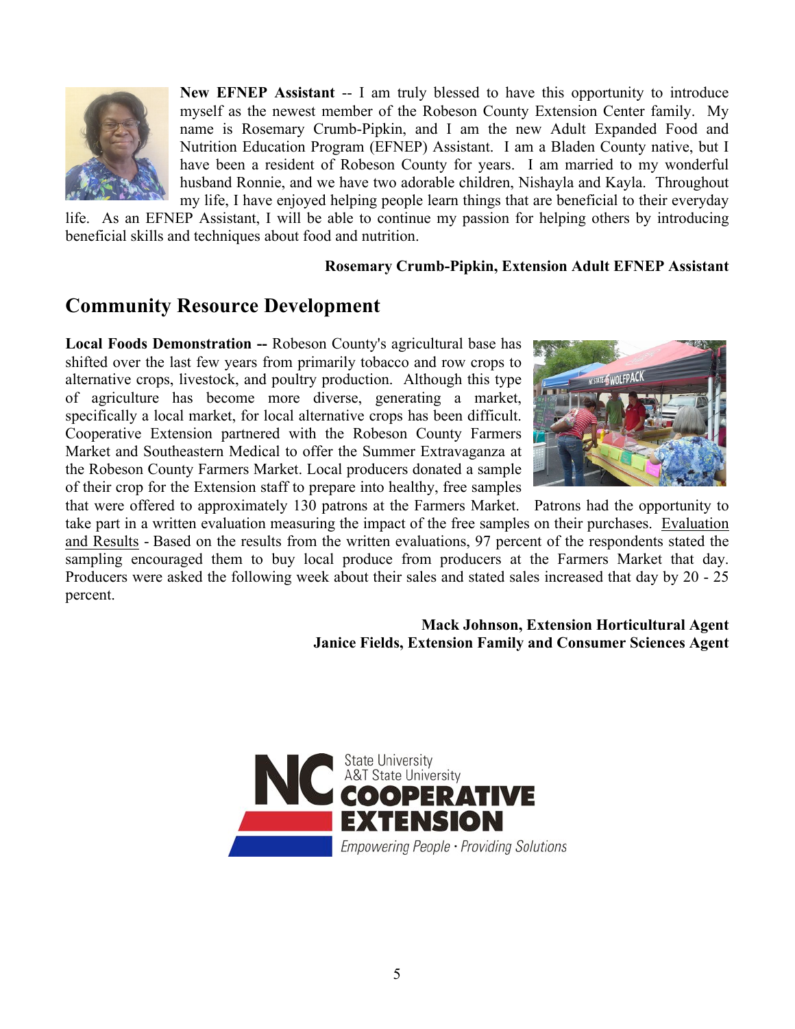**New EFNEP Assistant** -- I am truly blessed to have this opportunity to introduce myself as the newest member of the Robeson County Extension Center family. My name is Rosemary Crumb-Pipkin, and I am the new Adult Expanded Food and Nutrition Education Program (EFNEP) Assistant. I am a Bladen County native, but I have been a resident of Robeson County for years. I am married to my wonderful husband Ronnie, and we have two adorable children, Nishayla and Kayla. Throughout my life, I have enjoyed helping people learn things that are beneficial to their everyday life. As an EFNEP Assistant, I will be able to continue my passion for helping others by introducing beneficial skills and techniques about food and nutrition.

**Rosemary Crumb-Pipkin, Extension Adult EFNEP Assistant**

## Community Resource Development

**Local Foods Demonstration --** Robeson County's agricultural base has shifted over the last few years from primarily tobacco and row crops to alternative crops, livestock, and poultry production. Although this type of agriculture has become more diverse, generating a market, specifically a local market, for local alternative crops has been difficult. Cooperative Extension partnered with the Robeson County Farmers Market and Southeastern Medical to offer the Summer Extravaganza at the Robeson County Farmers Market. Local producers donated a sample of their crop for the Extension staff to prepare into healthy, free samples that were offered to approximately 130 patrons at the Farmers Market. Patrons had the opportunity to take part in a written evaluation measuring the impact of the free samples on their purchases. <u>Evaluation and Results</u> - Based on the results from the written evaluations, 97 percent of the respondents stated the sampling encouraged them to buy local produce from producers at the Farmers Market that day. Producers were asked the following week about their sales and stated sales increased that day by 20 - 25 percent.

**Mack Johnson, Extension Horticultural Agent**
**Janice Fields, Extension Family and Consumer Sciences Agent**

NC State University
A&T State University
COOPERATIVE EXTENSION
Empowering People · Providing Solutions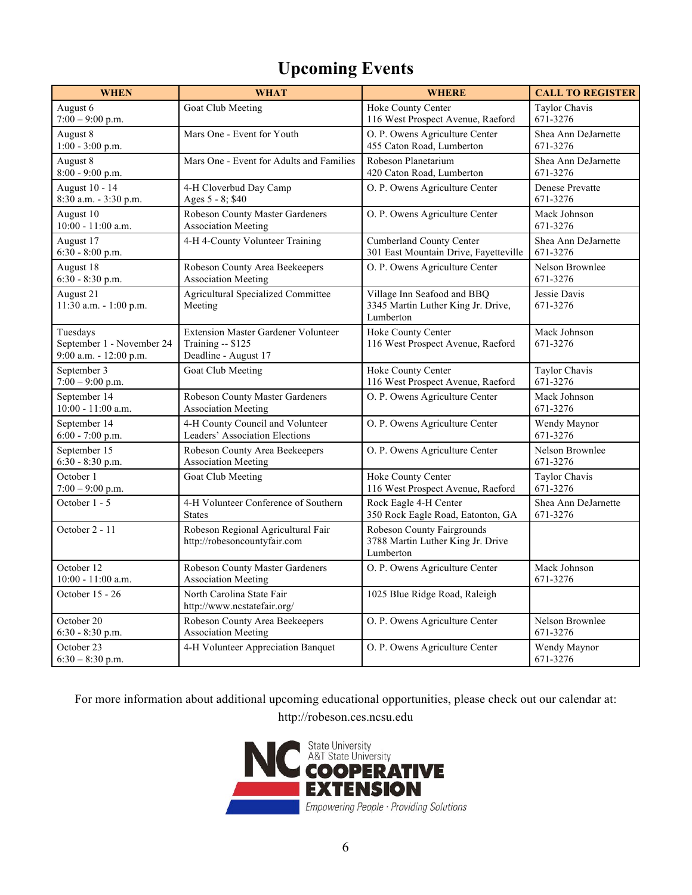# Upcoming Events

| WHEN | WHAT | WHERE | CALL TO REGISTER |
|---|---|---|---|
| August 6<br>7:00 – 9:00 p.m. | Goat Club Meeting | Hoke County Center<br>116 West Prospect Avenue, Raeford | Taylor Chavis<br>671-3276 |
| August 8<br>1:00 - 3:00 p.m. | Mars One - Event for Youth | O. P. Owens Agriculture Center<br>455 Caton Road, Lumberton | Shea Ann DeJarnette<br>671-3276 |
| August 8<br>8:00 - 9:00 p.m. | Mars One - Event for Adults and Families | Robeson Planetarium<br>420 Caton Road, Lumberton | Shea Ann DeJarnette<br>671-3276 |
| August 10 - 14<br>8:30 a.m. - 3:30 p.m. | 4-H Cloverbud Day Camp<br>Ages 5 - 8; $40 | O. P. Owens Agriculture Center | Denese Prevatte<br>671-3276 |
| August 10<br>10:00 - 11:00 a.m. | Robeson County Master Gardeners Association Meeting | O. P. Owens Agriculture Center | Mack Johnson<br>671-3276 |
| August 17<br>6:30 - 8:00 p.m. | 4-H 4-County Volunteer Training | Cumberland County Center<br>301 East Mountain Drive, Fayetteville | Shea Ann DeJarnette<br>671-3276 |
| August 18<br>6:30 - 8:30 p.m. | Robeson County Area Beekeepers Association Meeting | O. P. Owens Agriculture Center | Nelson Brownlee<br>671-3276 |
| August 21<br>11:30 a.m. - 1:00 p.m. | Agricultural Specialized Committee Meeting | Village Inn Seafood and BBQ<br>3345 Martin Luther King Jr. Drive, Lumberton | Jessie Davis<br>671-3276 |
| Tuesdays<br>September 1 - November 24<br>9:00 a.m. - 12:00 p.m. | Extension Master Gardener Volunteer Training -- $125<br>Deadline - August 17 | Hoke County Center<br>116 West Prospect Avenue, Raeford | Mack Johnson<br>671-3276 |
| September 3<br>7:00 – 9:00 p.m. | Goat Club Meeting | Hoke County Center<br>116 West Prospect Avenue, Raeford | Taylor Chavis<br>671-3276 |
| September 14<br>10:00 - 11:00 a.m. | Robeson County Master Gardeners Association Meeting | O. P. Owens Agriculture Center | Mack Johnson<br>671-3276 |
| September 14<br>6:00 - 7:00 p.m. | 4-H County Council and Volunteer Leaders' Association Elections | O. P. Owens Agriculture Center | Wendy Maynor<br>671-3276 |
| September 15<br>6:30 - 8:30 p.m. | Robeson County Area Beekeepers Association Meeting | O. P. Owens Agriculture Center | Nelson Brownlee<br>671-3276 |
| October 1<br>7:00 – 9:00 p.m. | Goat Club Meeting | Hoke County Center<br>116 West Prospect Avenue, Raeford | Taylor Chavis<br>671-3276 |
| October 1 - 5 | 4-H Volunteer Conference of Southern States | Rock Eagle 4-H Center<br>350 Rock Eagle Road, Eatonton, GA | Shea Ann DeJarnette<br>671-3276 |
| October 2 - 11 | Robeson Regional Agricultural Fair<br>http://robesoncountyfair.com | Robeson County Fairgrounds<br>3788 Martin Luther King Jr. Drive Lumberton | |
| October 12<br>10:00 - 11:00 a.m. | Robeson County Master Gardeners Association Meeting | O. P. Owens Agriculture Center | Mack Johnson<br>671-3276 |
| October 15 - 26 | North Carolina State Fair<br>http://www.ncstatefair.org/ | 1025 Blue Ridge Road, Raleigh | |
| October 20<br>6:30 - 8:30 p.m. | Robeson County Area Beekeepers Association Meeting | O. P. Owens Agriculture Center | Nelson Brownlee<br>671-3276 |
| October 23<br>6:30 – 8:30 p.m. | 4-H Volunteer Appreciation Banquet | O. P. Owens Agriculture Center | Wendy Maynor<br>671-3276 |

For more information about additional upcoming educational opportunities, please check out our calendar at: http://robeson.ces.ncsu.edu

NC State University A&T State University COOPERATIVE EXTENSION
Empowering People · Providing Solutions